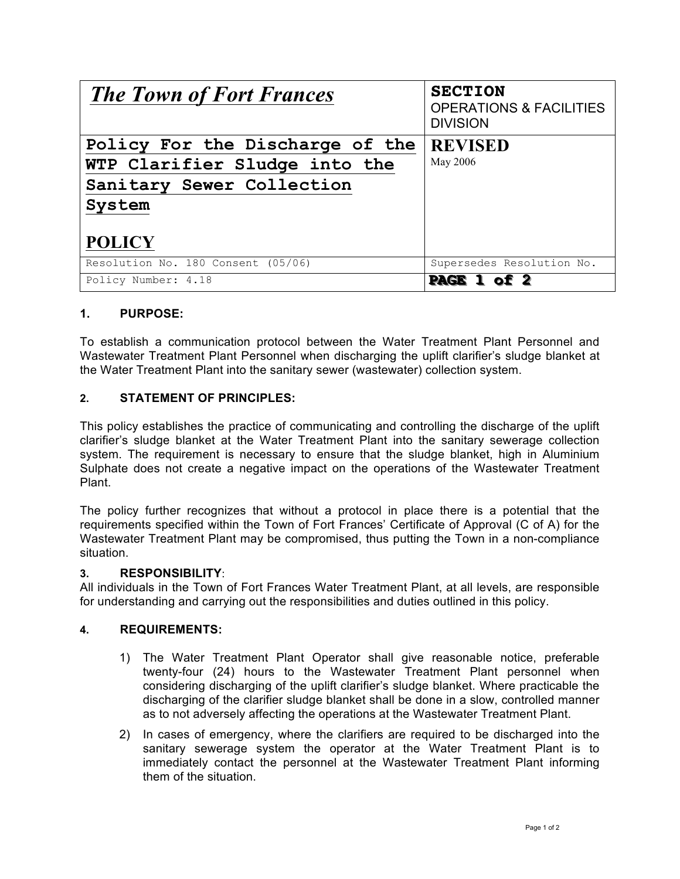| *The Town of Fort Frances* | **SECTION** OPERATIONS & FACILITIES DIVISION |
|---|---|
| **Policy For the Discharge of the WTP Clarifier Sludge into the Sanitary Sewer Collection System** **POLICY** | **REVISED** May 2006 |
| Resolution No. 180 Consent (05/06) | Supersedes Resolution No. |
| Policy Number: 4.18 | **PAGE 1 of 2** |

## 1. PURPOSE:

To establish a communication protocol between the Water Treatment Plant Personnel and Wastewater Treatment Plant Personnel when discharging the uplift clarifier's sludge blanket at the Water Treatment Plant into the sanitary sewer (wastewater) collection system.

## 2. STATEMENT OF PRINCIPLES:

This policy establishes the practice of communicating and controlling the discharge of the uplift clarifier's sludge blanket at the Water Treatment Plant into the sanitary sewerage collection system. The requirement is necessary to ensure that the sludge blanket, high in Aluminium Sulphate does not create a negative impact on the operations of the Wastewater Treatment Plant.

The policy further recognizes that without a protocol in place there is a potential that the requirements specified within the Town of Fort Frances' Certificate of Approval (C of A) for the Wastewater Treatment Plant may be compromised, thus putting the Town in a non-compliance situation.

## 3. RESPONSIBILITY:

All individuals in the Town of Fort Frances Water Treatment Plant, at all levels, are responsible for understanding and carrying out the responsibilities and duties outlined in this policy.

## 4. REQUIREMENTS:

1) The Water Treatment Plant Operator shall give reasonable notice, preferable twenty-four (24) hours to the Wastewater Treatment Plant personnel when considering discharging of the uplift clarifier's sludge blanket. Where practicable the discharging of the clarifier sludge blanket shall be done in a slow, controlled manner as to not adversely affecting the operations at the Wastewater Treatment Plant.

2) In cases of emergency, where the clarifiers are required to be discharged into the sanitary sewerage system the operator at the Water Treatment Plant is to immediately contact the personnel at the Wastewater Treatment Plant informing them of the situation.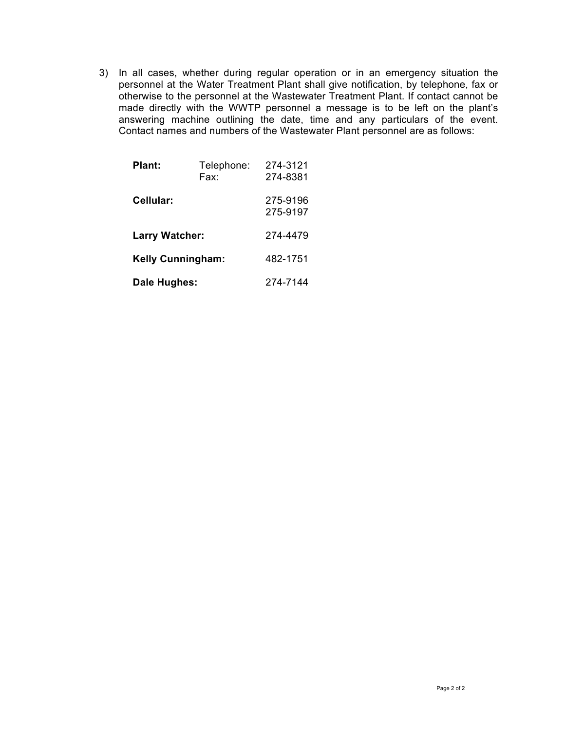3) In all cases, whether during regular operation or in an emergency situation the personnel at the Water Treatment Plant shall give notification, by telephone, fax or otherwise to the personnel at the Wastewater Treatment Plant. If contact cannot be made directly with the WWTP personnel a message is to be left on the plant's answering machine outlining the date, time and any particulars of the event. Contact names and numbers of the Wastewater Plant personnel are as follows:

| | | |
|---|---|---|
| **Plant:** | Telephone: | 274-3121 |
| | Fax: | 274-8381 |
| **Cellular:** | | 275-9196 |
| | | 275-9197 |
| **Larry Watcher:** | | 274-4479 |
| **Kelly Cunningham:** | | 482-1751 |
| **Dale Hughes:** | | 274-7144 |